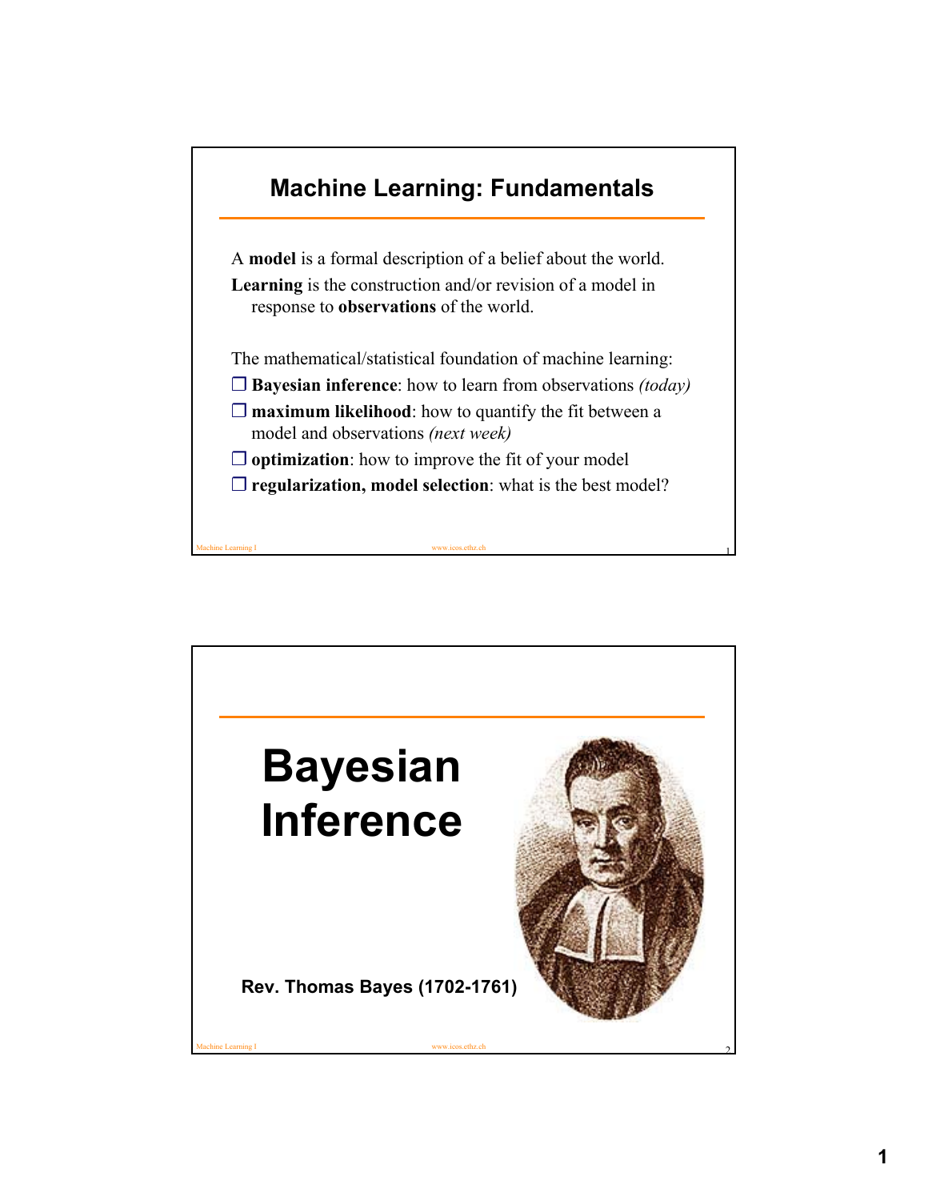## Machine Learning: Fundamentals

A **model** is a formal description of a belief about the world.

**Learning** is the construction and/or revision of a model in response to **observations** of the world.

The mathematical/statistical foundation of machine learning:

- ❑ **Bayesian inference**: how to learn from observations *(today)*
- ❑ **maximum likelihood**: how to quantify the fit between a model and observations *(next week)*
- ❑ **optimization**: how to improve the fit of your model
- ❑ **regularization, model selection**: what is the best model?

# Bayesian Inference

**Rev. Thomas Bayes (1702-1761)**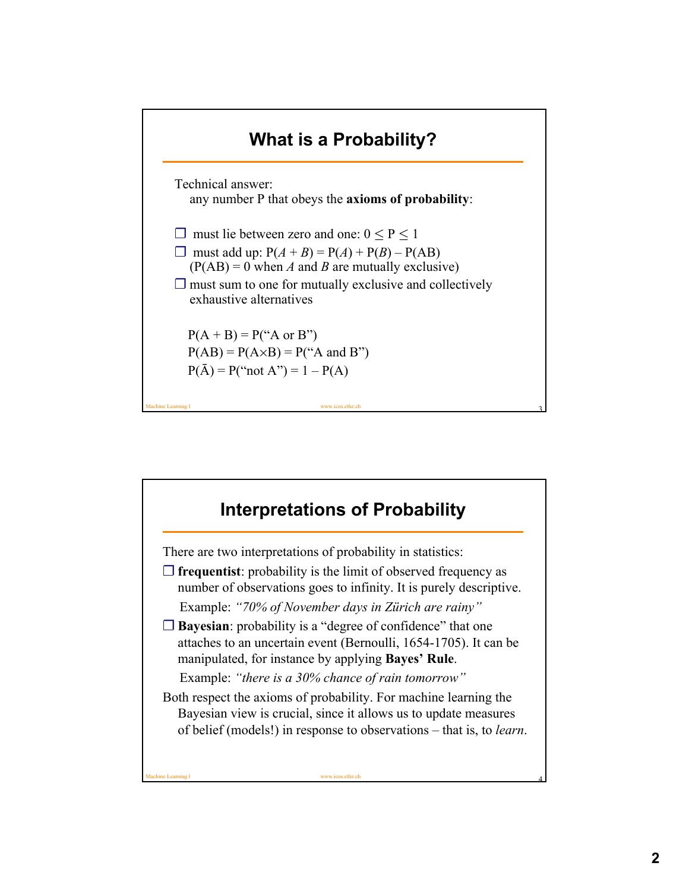## What is a Probability?

Technical answer:
any number P that obeys the **axioms of probability**:

- must lie between zero and one: $0 \le P \le 1$
- must add up: $P(A + B) = P(A) + P(B) - P(AB)$
  ($P(AB) = 0$ when $A$ and $B$ are mutually exclusive)
- must sum to one for mutually exclusive and collectively exhaustive alternatives

$P(A + B) = P(\text{“A or B”})$
$P(AB) = P(A \times B) = P(\text{“A and B”})$
$P(\bar{A}) = P(\text{“not A”}) = 1 - P(A)$

## Interpretations of Probability

There are two interpretations of probability in statistics:

- **frequentist**: probability is the limit of observed frequency as number of observations goes to infinity. It is purely descriptive.
  Example: *“70% of November days in Zürich are rainy”*
- **Bayesian**: probability is a “degree of confidence” that one attaches to an uncertain event (Bernoulli, 1654-1705). It can be manipulated, for instance by applying **Bayes’ Rule**.
  Example: *“there is a 30% chance of rain tomorrow”*

Both respect the axioms of probability. For machine learning the Bayesian view is crucial, since it allows us to update measures of belief (models!) in response to observations – that is, to *learn*.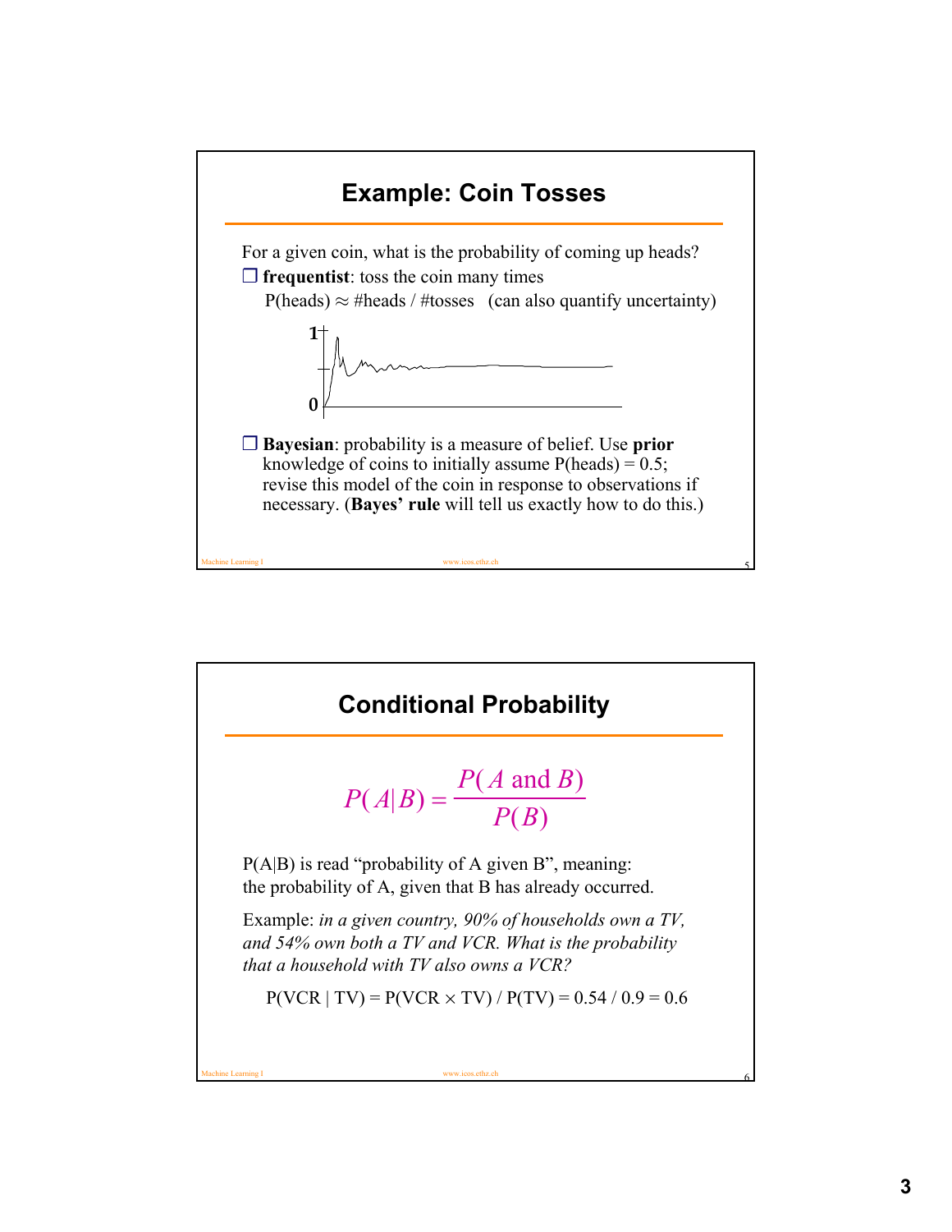## Example: Coin Tosses

For a given coin, what is the probability of coming up heads?

- **frequentist**: toss the coin many times

  P(heads) $\approx$ #heads / #tosses (can also quantify uncertainty)

- **Bayesian**: probability is a measure of belief. Use **prior** knowledge of coins to initially assume P(heads) = 0.5; revise this model of the coin in response to observations if necessary. (**Bayes' rule** will tell us exactly how to do this.)

## Conditional Probability

$$P(A|B) = \frac{P(A \text{ and } B)}{P(B)}$$

P(A|B) is read "probability of A given B", meaning: the probability of A, given that B has already occurred.

Example: *in a given country, 90% of households own a TV, and 54% own both a TV and VCR. What is the probability that a household with TV also owns a VCR?*

$P(\text{VCR} \mid \text{TV}) = P(\text{VCR} \times \text{TV}) / P(\text{TV}) = 0.54 / 0.9 = 0.6$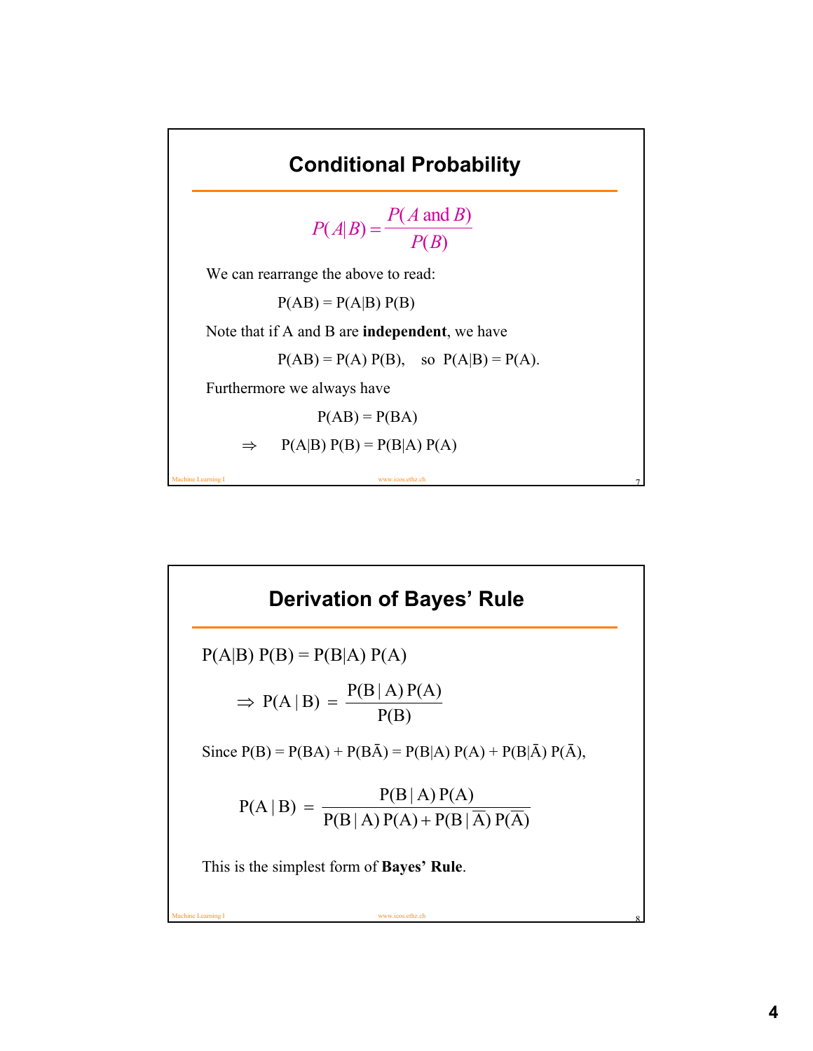## Conditional Probability

$$P(A|B) = \frac{P(A \text{ and } B)}{P(B)}$$

We can rearrange the above to read:

$$P(AB) = P(A|B)\,P(B)$$

Note that if A and B are **independent**, we have

$$P(AB) = P(A)\,P(B), \quad \text{so} \;\; P(A|B) = P(A).$$

Furthermore we always have

$$P(AB) = P(BA)$$

$$\Rightarrow \quad P(A|B)\,P(B) = P(B|A)\,P(A)$$

## Derivation of Bayes' Rule

$$P(A|B)\,P(B) = P(B|A)\,P(A)$$

$$\Rightarrow \; P(A \mid B) = \frac{P(B \mid A)\,P(A)}{P(B)}$$

Since $P(B) = P(BA) + P(B\bar{A}) = P(B|A)\,P(A) + P(B|\bar{A})\,P(\bar{A})$,

$$P(A \mid B) = \frac{P(B \mid A)\,P(A)}{P(B \mid A)\,P(A) + P(B \mid \overline{A})\,P(\overline{A})}$$

This is the simplest form of **Bayes' Rule**.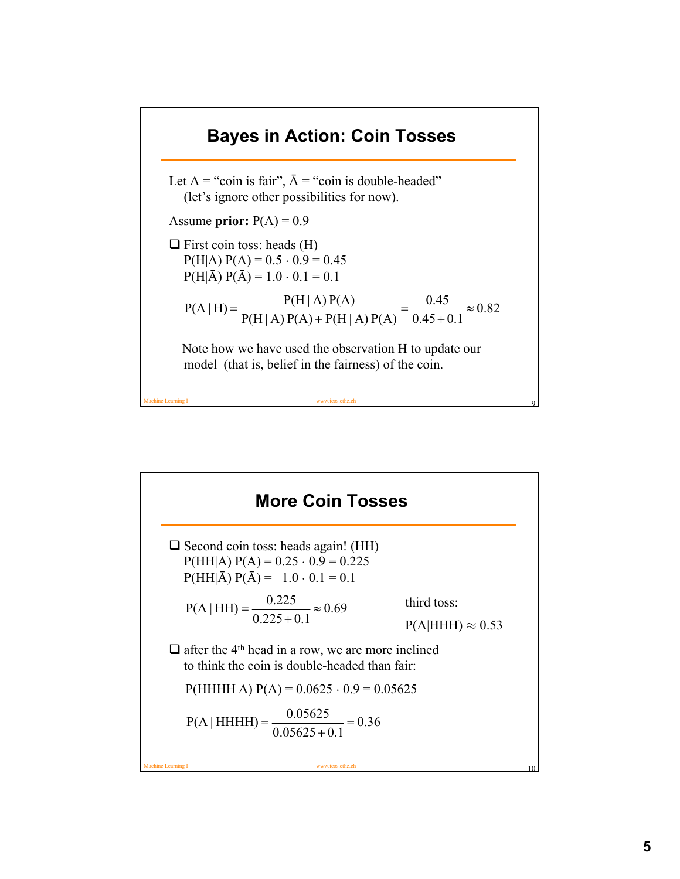## Bayes in Action: Coin Tosses

Let A = "coin is fair", $\bar{A}$ = "coin is double-headed" (let's ignore other possibilities for now).

Assume **prior:** $P(A) = 0.9$

- First coin toss: heads (H)
  $P(H|A)\,P(A) = 0.5 \cdot 0.9 = 0.45$
  $P(H|\bar{A})\,P(\bar{A}) = 1.0 \cdot 0.1 = 0.1$

$$P(A \mid H) = \frac{P(H \mid A)\,P(A)}{P(H \mid A)\,P(A) + P(H \mid \bar{A})\,P(\bar{A})} = \frac{0.45}{0.45 + 0.1} \approx 0.82$$

Note how we have used the observation H to update our model (that is, belief in the fairness) of the coin.

## More Coin Tosses

- Second coin toss: heads again! (HH)
  $P(HH|A)\,P(A) = 0.25 \cdot 0.9 = 0.225$
  $P(HH|\bar{A})\,P(\bar{A}) = 1.0 \cdot 0.1 = 0.1$

$$P(A \mid HH) = \frac{0.225}{0.225 + 0.1} \approx 0.69$$

third toss:

$P(A|HHH) \approx 0.53$

- after the 4th head in a row, we are more inclined to think the coin is double-headed than fair:

$$P(HHHH|A)\,P(A) = 0.0625 \cdot 0.9 = 0.05625$$

$$P(A \mid HHHH) = \frac{0.05625}{0.05625 + 0.1} = 0.36$$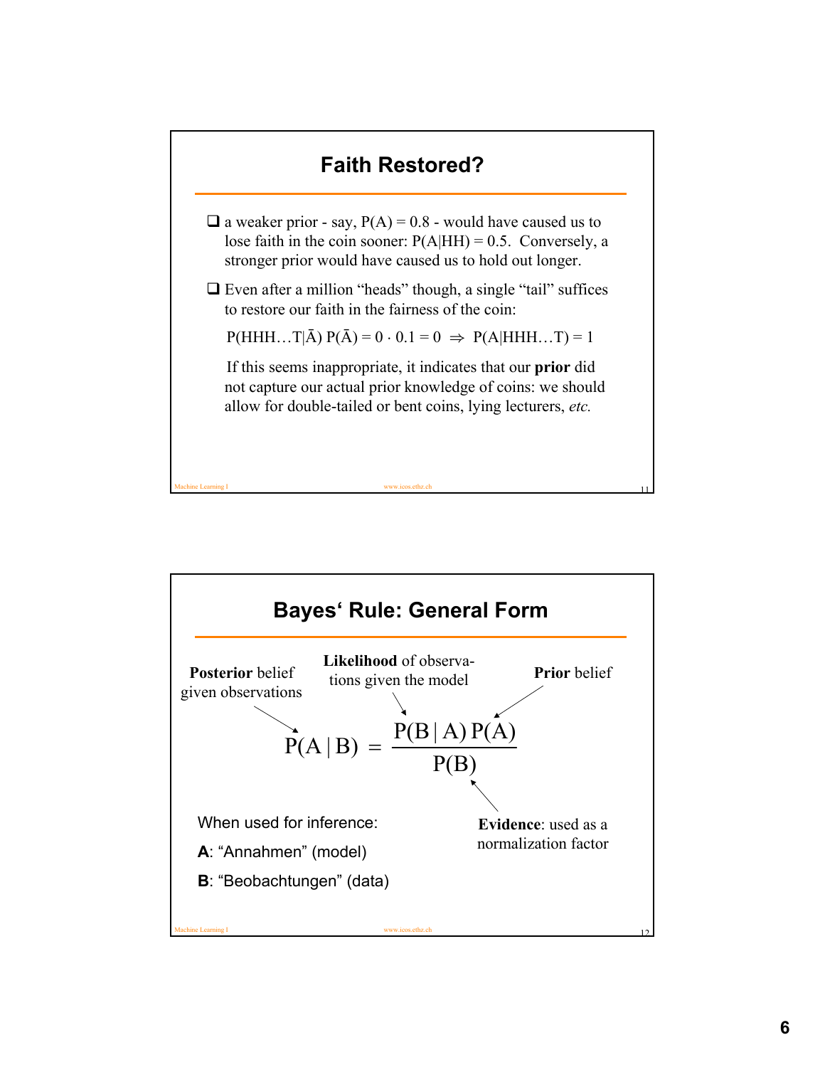## Faith Restored?

- a weaker prior - say, $P(A) = 0.8$ - would have caused us to lose faith in the coin sooner: $P(A|HH) = 0.5$. Conversely, a stronger prior would have caused us to hold out longer.
- Even after a million "heads" though, a single "tail" suffices to restore our faith in the fairness of the coin:

  $P(HHH\ldots T|\bar{A})\, P(\bar{A}) = 0 \cdot 0.1 = 0 \;\Rightarrow\; P(A|HHH\ldots T) = 1$

  If this seems inappropriate, it indicates that our **prior** did not capture our actual prior knowledge of coins: we should allow for double-tailed or bent coins, lying lecturers, *etc.*

## Bayes' Rule: General Form

$$P(A \mid B) = \frac{P(B \mid A)\, P(A)}{P(B)}$$

- $P(A \mid B)$: **Posterior** belief given observations
- $P(B \mid A)$: **Likelihood** of observations given the model
- $P(A)$: **Prior** belief
- $P(B)$: **Evidence**: used as a normalization factor

When used for inference:

**A**: "Annahmen" (model)

**B**: "Beobachtungen" (data)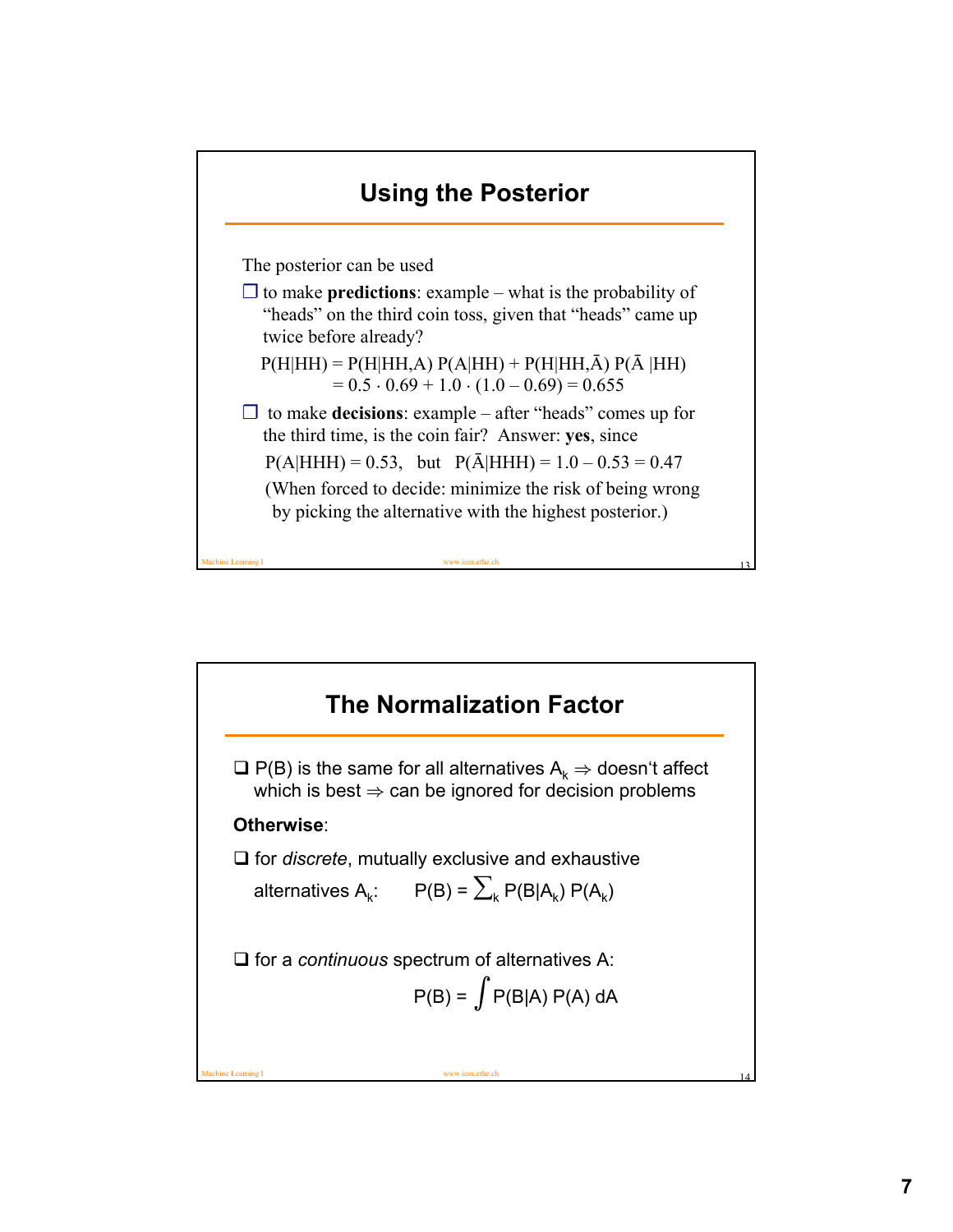## Using the Posterior

The posterior can be used

- to make **predictions**: example – what is the probability of "heads" on the third coin toss, given that "heads" came up twice before already?

  $$P(H|HH) = P(H|HH,A)\, P(A|HH) + P(H|HH,\bar{A})\, P(\bar{A}\,|HH)$$
  $$= 0.5 \cdot 0.69 + 1.0 \cdot (1.0 - 0.69) = 0.655$$

- to make **decisions**: example – after "heads" comes up for the third time, is the coin fair? Answer: **yes**, since

  $P(A|HHH) = 0.53$, but $P(\bar{A}|HHH) = 1.0 - 0.53 = 0.47$

  (When forced to decide: minimize the risk of being wrong by picking the alternative with the highest posterior.)

## The Normalization Factor

- $P(B)$ is the same for all alternatives $A_k \Rightarrow$ doesn't affect which is best $\Rightarrow$ can be ignored for decision problems

**Otherwise**:

- for *discrete*, mutually exclusive and exhaustive alternatives $A_k$: $\quad P(B) = \sum_k P(B|A_k)\, P(A_k)$

- for a *continuous* spectrum of alternatives A:

  $$P(B) = \int P(B|A)\, P(A)\, dA$$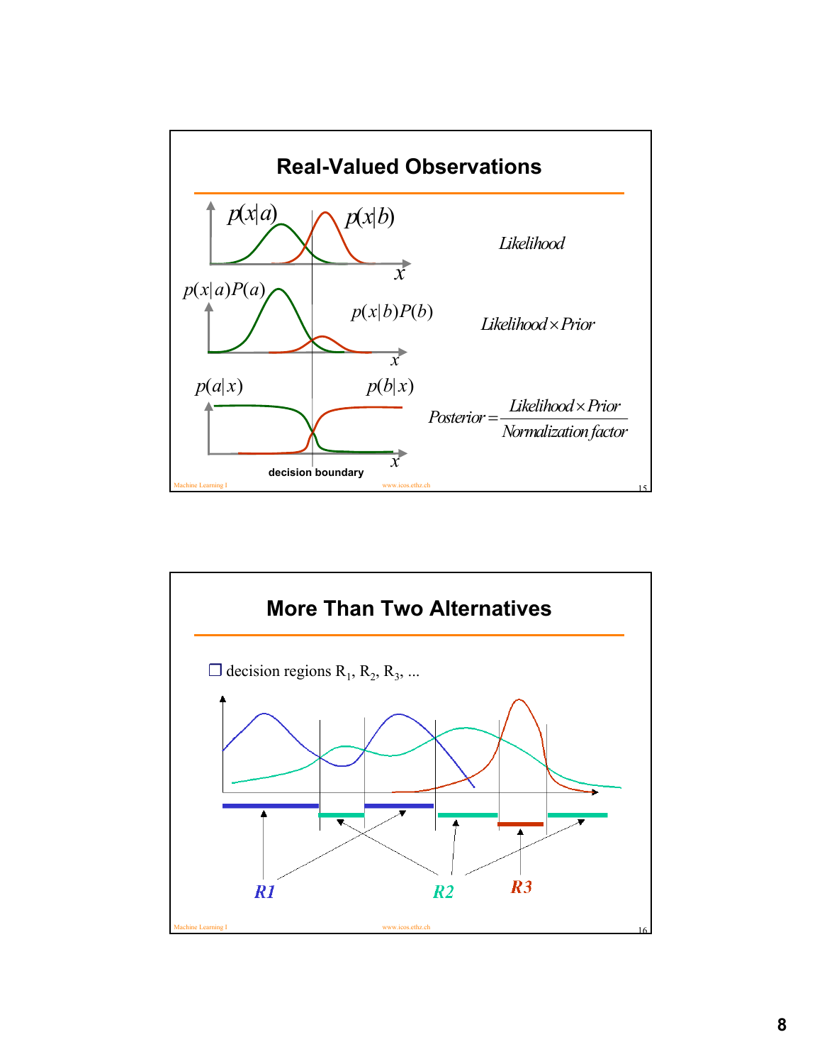## Real-Valued Observations

$p(x|a)$ $p(x|b)$ — *Likelihood*

$p(x|a)P(a)$ $p(x|b)P(b)$ — *Likelihood* $\times$ *Prior*

$p(a|x)$ $p(b|x)$ — $$Posterior = \frac{Likelihood \times Prior}{Normalization\ factor}$$

decision boundary

## More Than Two Alternatives

- decision regions $R_1$, $R_2$, $R_3$, ...

*R1* *R2* *R3*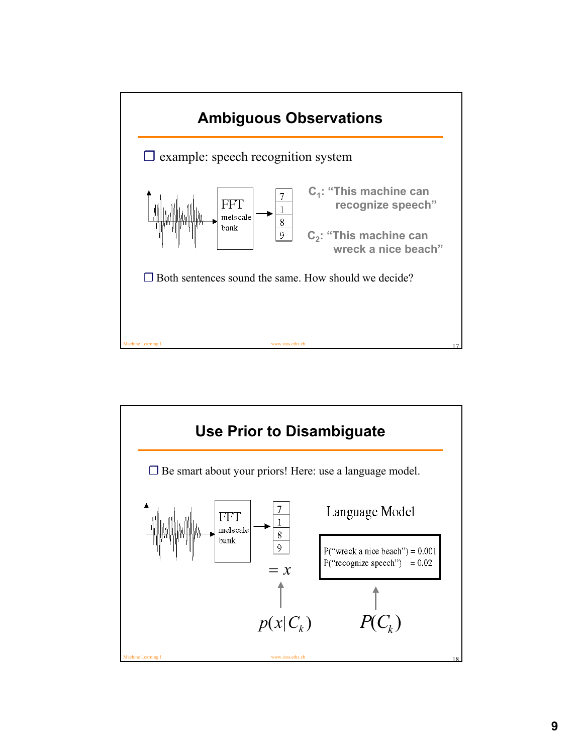## Ambiguous Observations

- example: speech recognition system

FFT melscale bank → 7, 1, 8, 9

$C_1$: "This machine can recognize speech"

$C_2$: "This machine can wreck a nice beach"

- Both sentences sound the same. How should we decide?

## Use Prior to Disambiguate

- Be smart about your priors! Here: use a language model.

FFT melscale bank → 7, 1, 8, 9 $= x$

Language Model

P("wreck a nice beach") = 0.001
P("recognize speech") = 0.02

$p(x|C_k)$ $\qquad$ $P(C_k)$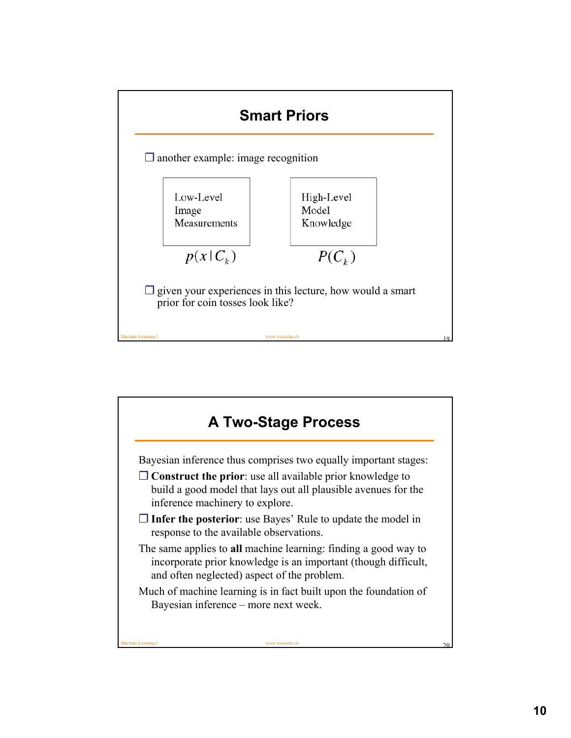## Smart Priors

- another example: image recognition

| Low-Level Image Measurements | High-Level Model Knowledge |
| --- | --- |
| $p(x \mid C_k)$ | $P(C_k)$ |

- given your experiences in this lecture, how would a smart prior for coin tosses look like?

## A Two-Stage Process

Bayesian inference thus comprises two equally important stages:

- **Construct the prior**: use all available prior knowledge to build a good model that lays out all plausible avenues for the inference machinery to explore.
- **Infer the posterior**: use Bayes' Rule to update the model in response to the available observations.

The same applies to **all** machine learning: finding a good way to incorporate prior knowledge is an important (though difficult, and often neglected) aspect of the problem.

Much of machine learning is in fact built upon the foundation of Bayesian inference – more next week.